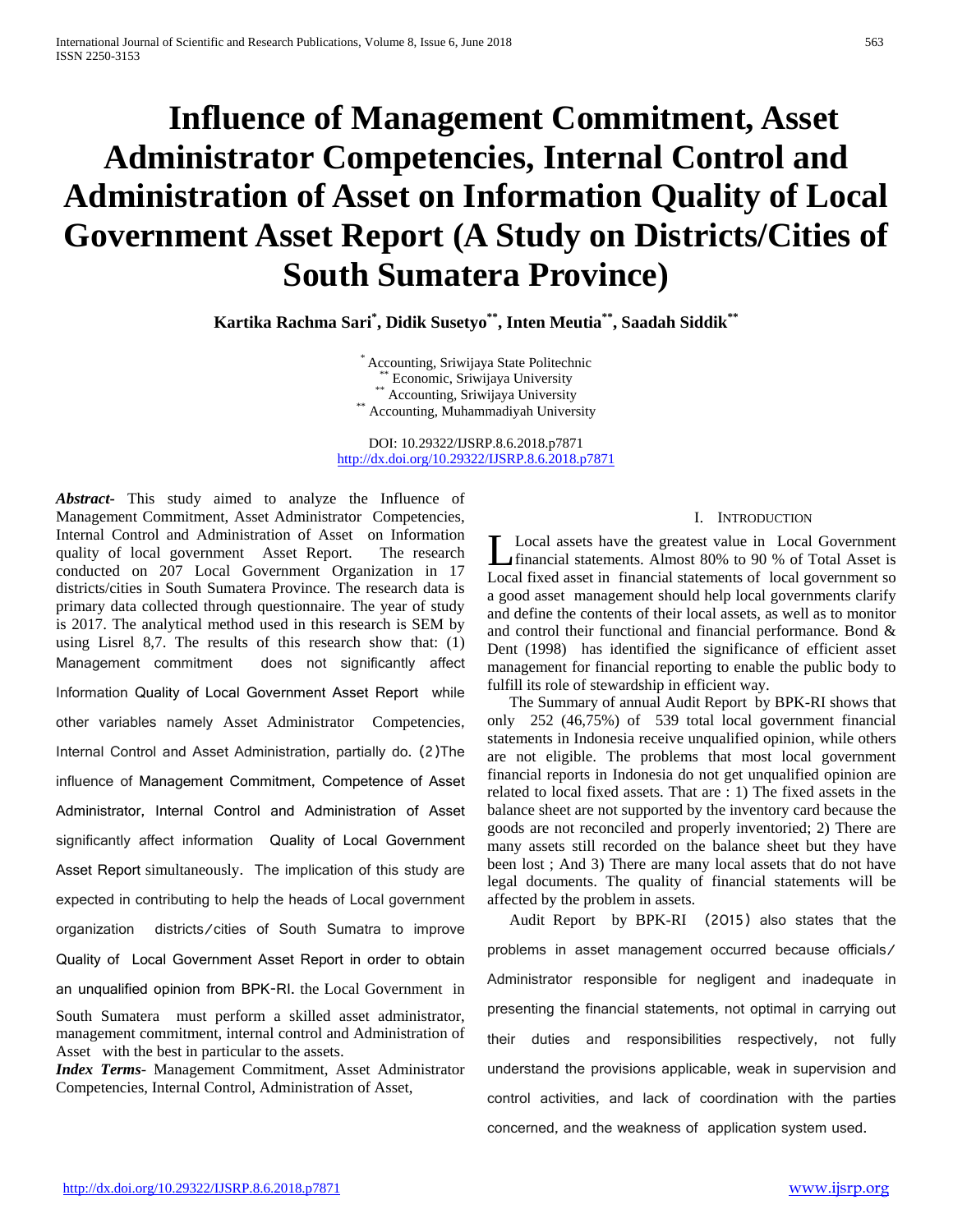# Influence of Management Commitment, Asset Administrator Competencies, Internal Control and Administration of Asset on Information Quality of Local Government Asset Report (A Study on Districts/Cities of South Sumatera Province)

**Kartika Rachma Sari[*], Didik Susetyo[**], Inten Meutia[**], Saadah Siddik[**]**

[*] Accounting, Sriwijaya State Politechnic
[**] Economic, Sriwijaya University
[**] Accounting, Sriwijaya University
[**] Accounting, Muhammadiyah University

DOI: 10.29322/IJSRP.8.6.2018.p7871
http://dx.doi.org/10.29322/IJSRP.8.6.2018.p7871

***Abstract*-** This study aimed to analyze the Influence of Management Commitment, Asset Administrator Competencies, Internal Control and Administration of Asset on Information quality of local government Asset Report. The research conducted on 207 Local Government Organization in 17 districts/cities in South Sumatera Province. The research data is primary data collected through questionnaire. The year of study is 2017. The analytical method used in this research is SEM by using Lisrel 8,7. The results of this research show that: (1) Management commitment does not significantly affect Information Quality of Local Government Asset Report while other variables namely Asset Administrator Competencies, Internal Control and Asset Administration, partially do. (2)The influence of Management Commitment, Competence of Asset Administrator, Internal Control and Administration of Asset significantly affect information Quality of Local Government Asset Report simultaneously. The implication of this study are expected in contributing to help the heads of Local government organization districts/cities of South Sumatra to improve Quality of Local Government Asset Report in order to obtain an unqualified opinion from BPK-RI. the Local Government in South Sumatera must perform a skilled asset administrator, management commitment, internal control and Administration of Asset with the best in particular to the assets.

***Index Terms*-** Management Commitment, Asset Administrator Competencies, Internal Control, Administration of Asset,

## I. Introduction

Local assets have the greatest value in Local Government financial statements. Almost 80% to 90 % of Total Asset is Local fixed asset in financial statements of local government so a good asset management should help local governments clarify and define the contents of their local assets, as well as to monitor and control their functional and financial performance. Bond & Dent (1998) has identified the significance of efficient asset management for financial reporting to enable the public body to fulfill its role of stewardship in efficient way.

The Summary of annual Audit Report by BPK-RI shows that only 252 (46,75%) of 539 total local government financial statements in Indonesia receive unqualified opinion, while others are not eligible. The problems that most local government financial reports in Indonesia do not get unqualified opinion are related to local fixed assets. That are : 1) The fixed assets in the balance sheet are not supported by the inventory card because the goods are not reconciled and properly inventoried; 2) There are many assets still recorded on the balance sheet but they have been lost ; And 3) There are many local assets that do not have legal documents. The quality of financial statements will be affected by the problem in assets.

Audit Report by BPK-RI (2015) also states that the problems in asset management occurred because officials/ Administrator responsible for negligent and inadequate in presenting the financial statements, not optimal in carrying out their duties and responsibilities respectively, not fully understand the provisions applicable, weak in supervision and control activities, and lack of coordination with the parties concerned, and the weakness of application system used.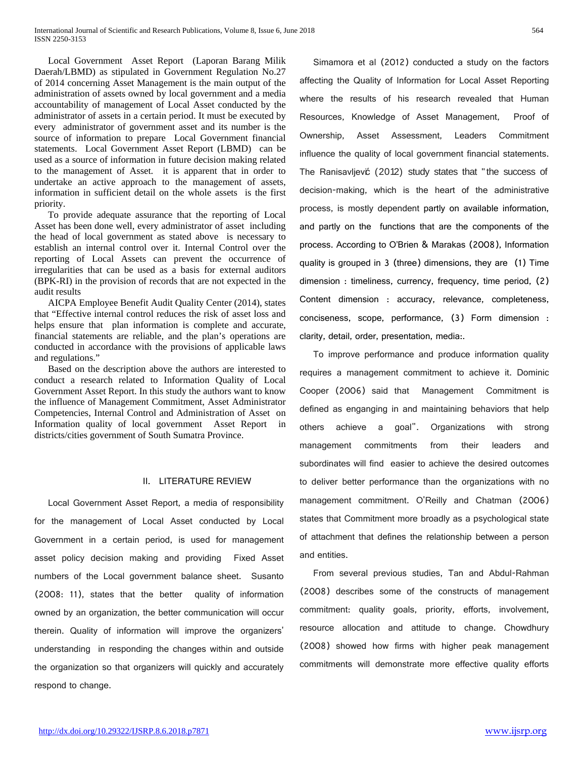Local Government Asset Report (Laporan Barang Milik Daerah/LBMD) as stipulated in Government Regulation No.27 of 2014 concerning Asset Management is the main output of the administration of assets owned by local government and a media accountability of management of Local Asset conducted by the administrator of assets in a certain period. It must be executed by every administrator of government asset and its number is the source of information to prepare Local Government financial statements. Local Government Asset Report (LBMD) can be used as a source of information in future decision making related to the management of Asset. it is apparent that in order to undertake an active approach to the management of assets, information in sufficient detail on the whole assets is the first priority.

To provide adequate assurance that the reporting of Local Asset has been done well, every administrator of asset including the head of local government as stated above is necessary to establish an internal control over it. Internal Control over the reporting of Local Assets can prevent the occurrence of irregularities that can be used as a basis for external auditors (BPK-RI) in the provision of records that are not expected in the audit results

AICPA Employee Benefit Audit Quality Center (2014), states that "Effective internal control reduces the risk of asset loss and helps ensure that plan information is complete and accurate, financial statements are reliable, and the plan's operations are conducted in accordance with the provisions of applicable laws and regulations."

Based on the description above the authors are interested to conduct a research related to Information Quality of Local Government Asset Report. In this study the authors want to know the influence of Management Commitment, Asset Administrator Competencies, Internal Control and Administration of Asset on Information quality of local government Asset Report in districts/cities government of South Sumatra Province.

## II. LITERATURE REVIEW

Local Government Asset Report, a media of responsibility for the management of Local Asset conducted by Local Government in a certain period, is used for management asset policy decision making and providing Fixed Asset numbers of the Local government balance sheet. Susanto (2008: 11), states that the better quality of information owned by an organization, the better communication will occur therein. Quality of information will improve the organizers' understanding in responding the changes within and outside the organization so that organizers will quickly and accurately respond to change.

Simamora et al (2012) conducted a study on the factors affecting the Quality of Information for Local Asset Reporting where the results of his research revealed that Human Resources, Knowledge of Asset Management, Proof of Ownership, Asset Assessment, Leaders Commitment influence the quality of local government financial statements. The Ranisavljević (2012) study states that "the success of decision-making, which is the heart of the administrative process, is mostly dependent partly on available information, and partly on the functions that are the components of the process. According to O'Brien & Marakas (2008), Information quality is grouped in 3 (three) dimensions, they are (1) Time dimension : timeliness, currency, frequency, time period, (2) Content dimension : accuracy, relevance, completeness, conciseness, scope, performance, (3) Form dimension : clarity, detail, order, presentation, media:.

To improve performance and produce information quality requires a management commitment to achieve it. Dominic Cooper (2006) said that Management Commitment is defined as enganging in and maintaining behaviors that help others achieve a goal". Organizations with strong management commitments from their leaders and subordinates will find easier to achieve the desired outcomes to deliver better performance than the organizations with no management commitment. O'Reilly and Chatman (2006) states that Commitment more broadly as a psychological state of attachment that defines the relationship between a person and entities.

From several previous studies, Tan and Abdul-Rahman (2008) describes some of the constructs of management commitment: quality goals, priority, efforts, involvement, resource allocation and attitude to change. Chowdhury (2008) showed how firms with higher peak management commitments will demonstrate more effective quality efforts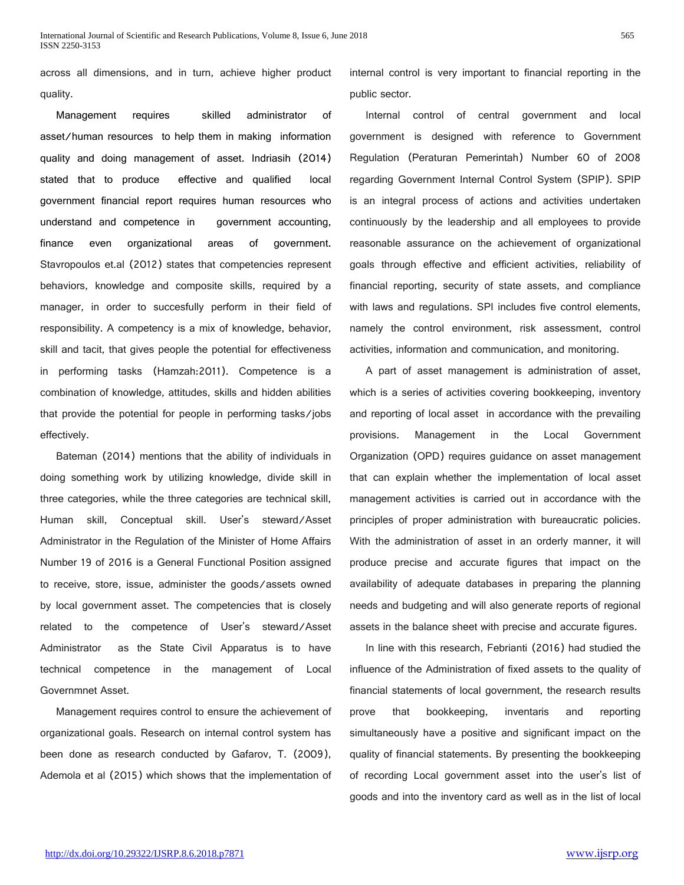across all dimensions, and in turn, achieve higher product quality.

Management requires skilled administrator of asset/human resources to help them in making information quality and doing management of asset. Indriasih (2014) stated that to produce effective and qualified local government financial report requires human resources who understand and competence in government accounting, finance even organizational areas of government. Stavropoulos et.al (2012) states that competencies represent behaviors, knowledge and composite skills, required by a manager, in order to succesfully perform in their field of responsibility. A competency is a mix of knowledge, behavior, skill and tacit, that gives people the potential for effectiveness in performing tasks (Hamzah:2011). Competence is a combination of knowledge, attitudes, skills and hidden abilities that provide the potential for people in performing tasks/jobs effectively.

Bateman (2014) mentions that the ability of individuals in doing something work by utilizing knowledge, divide skill in three categories, while the three categories are technical skill, Human skill, Conceptual skill. User's steward/Asset Administrator in the Regulation of the Minister of Home Affairs Number 19 of 2016 is a General Functional Position assigned to receive, store, issue, administer the goods/assets owned by local government asset. The competencies that is closely related to the competence of User's steward/Asset Administrator as the State Civil Apparatus is to have technical competence in the management of Local Governmnet Asset.

Management requires control to ensure the achievement of organizational goals. Research on internal control system has been done as research conducted by Gafarov, T. (2009), Ademola et al (2015) which shows that the implementation of internal control is very important to financial reporting in the public sector.

Internal control of central government and local government is designed with reference to Government Regulation (Peraturan Pemerintah) Number 60 of 2008 regarding Government Internal Control System (SPIP). SPIP is an integral process of actions and activities undertaken continuously by the leadership and all employees to provide reasonable assurance on the achievement of organizational goals through effective and efficient activities, reliability of financial reporting, security of state assets, and compliance with laws and regulations. SPI includes five control elements, namely the control environment, risk assessment, control activities, information and communication, and monitoring.

A part of asset management is administration of asset, which is a series of activities covering bookkeeping, inventory and reporting of local asset in accordance with the prevailing provisions. Management in the Local Government Organization (OPD) requires guidance on asset management that can explain whether the implementation of local asset management activities is carried out in accordance with the principles of proper administration with bureaucratic policies. With the administration of asset in an orderly manner, it will produce precise and accurate figures that impact on the availability of adequate databases in preparing the planning needs and budgeting and will also generate reports of regional assets in the balance sheet with precise and accurate figures.

In line with this research, Febrianti (2016) had studied the influence of the Administration of fixed assets to the quality of financial statements of local government, the research results prove that bookkeeping, inventaris and reporting simultaneously have a positive and significant impact on the quality of financial statements. By presenting the bookkeeping of recording Local government asset into the user's list of goods and into the inventory card as well as in the list of local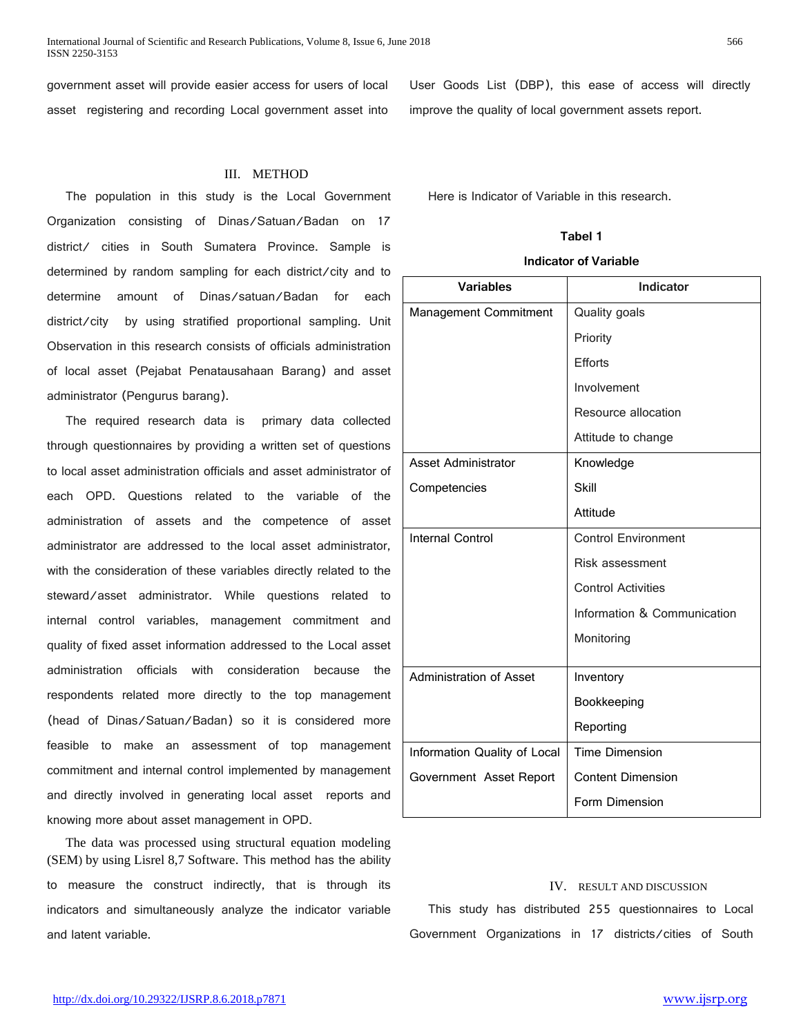government asset will provide easier access for users of local asset registering and recording Local government asset into User Goods List (DBP), this ease of access will directly improve the quality of local government assets report.

## III. METHOD

The population in this study is the Local Government Organization consisting of Dinas/Satuan/Badan on 17 district/ cities in South Sumatera Province. Sample is determined by random sampling for each district/city and to determine amount of Dinas/satuan/Badan for each district/city by using stratified proportional sampling. Unit Observation in this research consists of officials administration of local asset (Pejabat Penatausahaan Barang) and asset administrator (Pengurus barang).

The required research data is primary data collected through questionnaires by providing a written set of questions to local asset administration officials and asset administrator of each OPD. Questions related to the variable of the administration of assets and the competence of asset administrator are addressed to the local asset administrator, with the consideration of these variables directly related to the steward/asset administrator. While questions related to internal control variables, management commitment and quality of fixed asset information addressed to the Local asset administration officials with consideration because the respondents related more directly to the top management (head of Dinas/Satuan/Badan) so it is considered more feasible to make an assessment of top management commitment and internal control implemented by management and directly involved in generating local asset reports and knowing more about asset management in OPD.

The data was processed using structural equation modeling (SEM) by using Lisrel 8,7 Software. This method has the ability to measure the construct indirectly, that is through its indicators and simultaneously analyze the indicator variable and latent variable.

Here is Indicator of Variable in this research.

**Tabel 1**

**Indicator of Variable**

| Variables | Indicator |
|---|---|
| Management Commitment | Quality goals<br>Priority<br>Efforts<br>Involvement<br>Resource allocation<br>Attitude to change |
| Asset Administrator Competencies | Knowledge<br>Skill<br>Attitude |
| Internal Control | Control Environment<br>Risk assessment<br>Control Activities<br>Information & Communication<br>Monitoring |
| Administration of Asset | Inventory<br>Bookkeeping<br>Reporting |
| Information Quality of Local Government Asset Report | Time Dimension<br>Content Dimension<br>Form Dimension |

## IV. RESULT AND DISCUSSION

This study has distributed 255 questionnaires to Local Government Organizations in 17 districts/cities of South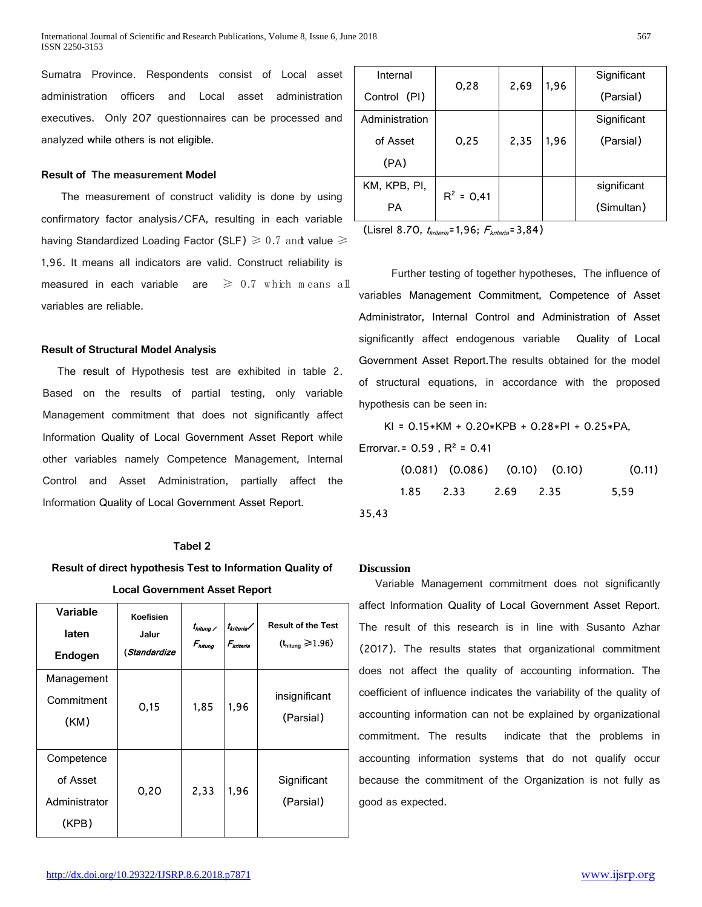Sumatra Province. Respondents consist of Local asset administration officers and Local asset administration executives. Only 207 questionnaires can be processed and analyzed while others is not eligible.

**Result of The measurement Model**

The measurement of construct validity is done by using confirmatory factor analysis/CFA, resulting in each variable having Standardized Loading Factor (SLF) ≥ 0.7 and value ≥ 1,96. It means all indicators are valid. Construct reliability is measured in each variable are ≥ 0.7 which means all variables are reliable.

**Result of Structural Model Analysis**

The result of Hypothesis test are exhibited in table 2. Based on the results of partial testing, only variable Management commitment that does not significantly affect Information Quality of Local Government Asset Report while other variables namely Competence Management, Internal Control and Asset Administration, partially affect the Information Quality of Local Government Asset Report.

**Tabel 2**

**Result of direct hypothesis Test to Information Quality of Local Government Asset Report**

| Variable laten Endogen | Koefisien Jalur (*Standardize* | $t_{hitung}$ / $F_{hitung}$ | $t_{kriteria}$/ $F_{kriteria}$ | Result of the Test ($t_{hitung} \geq 1.96$) |
|---|---|---|---|---|
| Management Commitment (KM) | 0,15 | 1,85 | 1,96 | insignificant (Parsial) |
| Competence of Asset Administrator (KPB) | 0,20 | 2,33 | 1,96 | Significant (Parsial) |
| Internal Control (PI) | 0,28 | 2,69 | 1,96 | Significant (Parsial) |
| Administration of Asset (PA) | 0,25 | 2,35 | 1,96 | Significant (Parsial) |
| KM, KPB, PI, PA | $R^2$ = 0,41 | | | significant (Simultan) |

(Lisrel 8.70, $t_{kriteria}$=1,96; $F_{kriteria}$=3,84)

Further testing of together hypotheses, The influence of variables Management Commitment, Competence of Asset Administrator, Internal Control and Administration of Asset significantly affect endogenous variable Quality of Local Government Asset Report.The results obtained for the model of structural equations, in accordance with the proposed hypothesis can be seen in:

KI = 0.15*KM + 0.20*KPB + 0.28*PI + 0.25*PA, Errorvar.= 0.59 , R² = 0.41

(0.081) (0.086) (0.10) (0.10) (0.11)

1.85 2.33 2.69 2.35 5,59

35,43

**Discussion**

Variable Management commitment does not significantly affect Information Quality of Local Government Asset Report. The result of this research is in line with Susanto Azhar (2017). The results states that organizational commitment does not affect the quality of accounting information. The coefficient of influence indicates the variability of the quality of accounting information can not be explained by organizational commitment. The results indicate that the problems in accounting information systems that do not qualify occur because the commitment of the Organization is not fully as good as expected.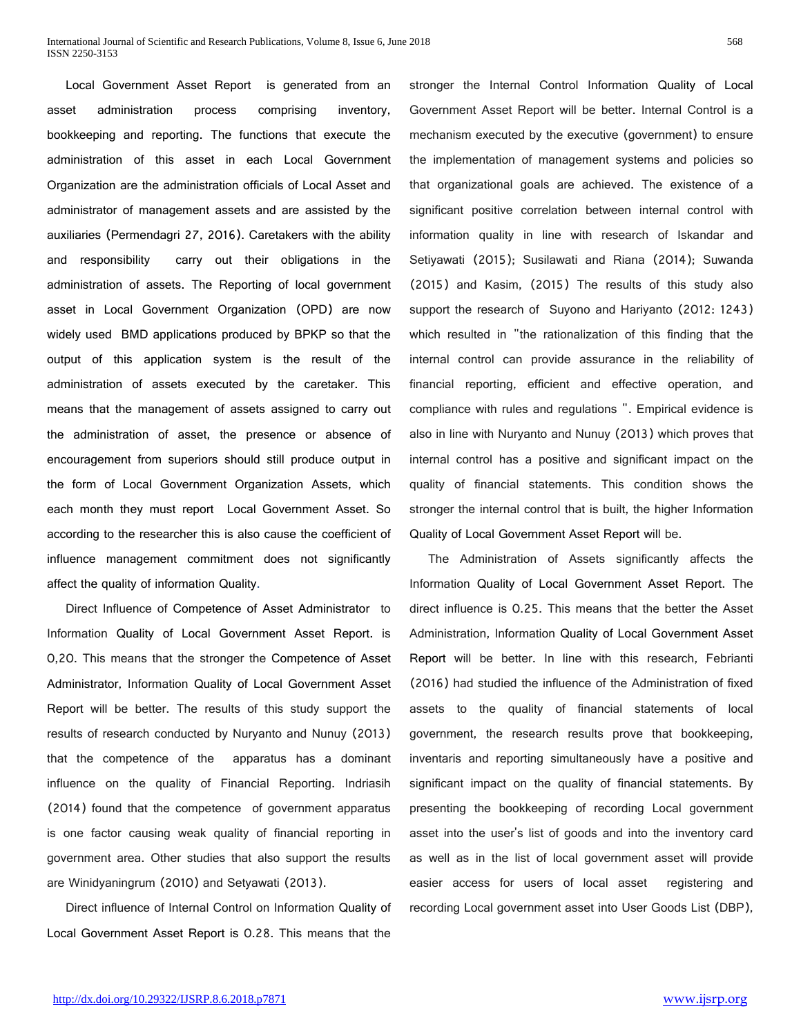Local Government Asset Report is generated from an asset administration process comprising inventory, bookkeeping and reporting. The functions that execute the administration of this asset in each Local Government Organization are the administration officials of Local Asset and administrator of management assets and are assisted by the auxiliaries (Permendagri 27, 2016). Caretakers with the ability and responsibility carry out their obligations in the administration of assets. The Reporting of local government asset in Local Government Organization (OPD) are now widely used BMD applications produced by BPKP so that the output of this application system is the result of the administration of assets executed by the caretaker. This means that the management of assets assigned to carry out the administration of asset, the presence or absence of encouragement from superiors should still produce output in the form of Local Government Organization Assets, which each month they must report Local Government Asset. So according to the researcher this is also cause the coefficient of influence management commitment does not significantly affect the quality of information Quality.

Direct Influence of Competence of Asset Administrator to Information Quality of Local Government Asset Report. is 0,20. This means that the stronger the Competence of Asset Administrator, Information Quality of Local Government Asset Report will be better. The results of this study support the results of research conducted by Nuryanto and Nunuy (2013) that the competence of the apparatus has a dominant influence on the quality of Financial Reporting. Indriasih (2014) found that the competence of government apparatus is one factor causing weak quality of financial reporting in government area. Other studies that also support the results are Winidyaningrum (2010) and Setyawati (2013).

Direct influence of Internal Control on Information Quality of Local Government Asset Report is 0.28. This means that the stronger the Internal Control Information Quality of Local Government Asset Report will be better. Internal Control is a mechanism executed by the executive (government) to ensure the implementation of management systems and policies so that organizational goals are achieved. The existence of a significant positive correlation between internal control with information quality in line with research of Iskandar and Setiyawati (2015); Susilawati and Riana (2014); Suwanda (2015) and Kasim, (2015) The results of this study also support the research of Suyono and Hariyanto (2012: 1243) which resulted in "the rationalization of this finding that the internal control can provide assurance in the reliability of financial reporting, efficient and effective operation, and compliance with rules and regulations ". Empirical evidence is also in line with Nuryanto and Nunuy (2013) which proves that internal control has a positive and significant impact on the quality of financial statements. This condition shows the stronger the internal control that is built, the higher Information Quality of Local Government Asset Report will be.

The Administration of Assets significantly affects the Information Quality of Local Government Asset Report. The direct influence is 0.25. This means that the better the Asset Administration, Information Quality of Local Government Asset Report will be better. In line with this research, Febrianti (2016) had studied the influence of the Administration of fixed assets to the quality of financial statements of local government, the research results prove that bookkeeping, inventaris and reporting simultaneously have a positive and significant impact on the quality of financial statements. By presenting the bookkeeping of recording Local government asset into the user's list of goods and into the inventory card as well as in the list of local government asset will provide easier access for users of local asset registering and recording Local government asset into User Goods List (DBP),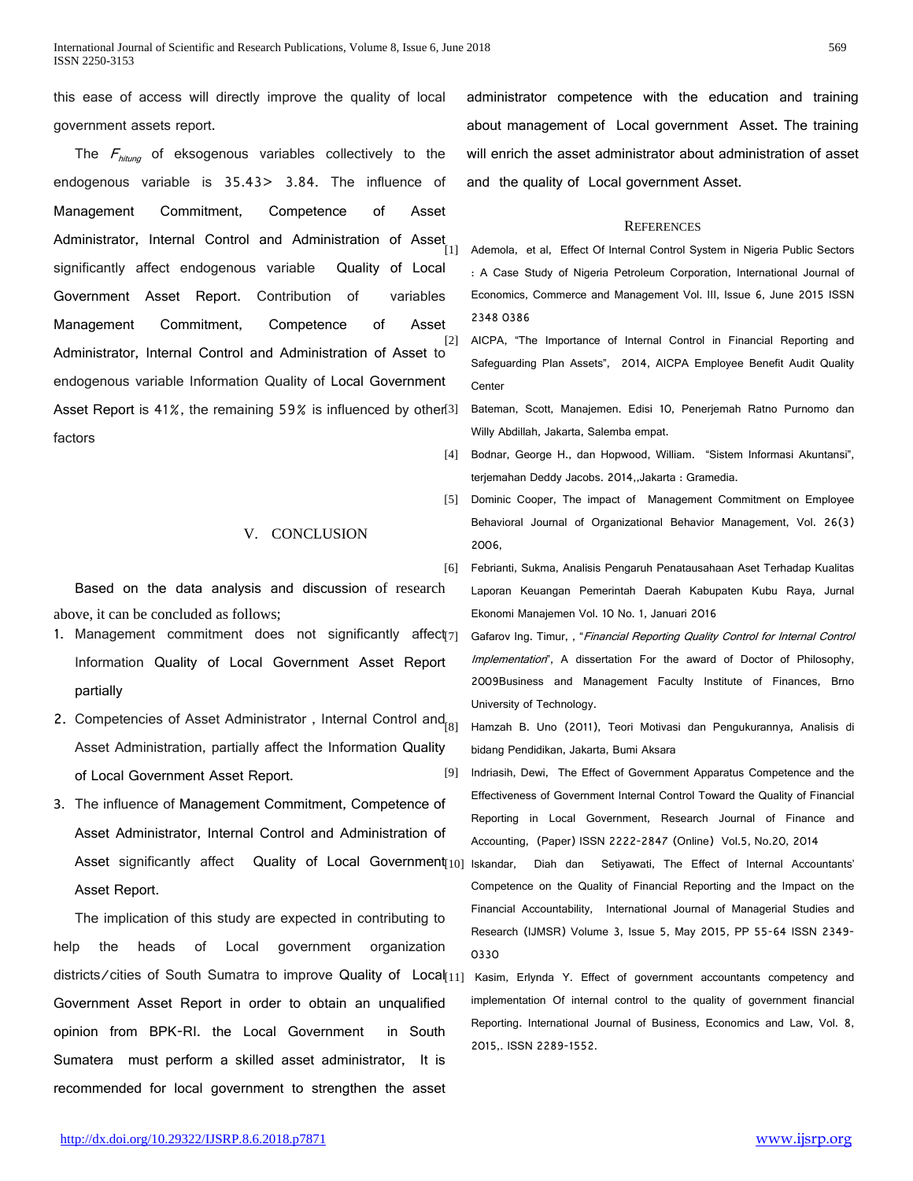this ease of access will directly improve the quality of local government assets report.

The $F_{hitung}$ of eksogenous variables collectively to the endogenous variable is 35.43> 3.84. The influence of Management Commitment, Competence of Asset Administrator, Internal Control and Administration of Asset significantly affect endogenous variable Quality of Local Government Asset Report. Contribution of variables Management Commitment, Competence of Asset Administrator, Internal Control and Administration of Asset to endogenous variable Information Quality of Local Government Asset Report is 41%, the remaining 59% is influenced by other factors

## V. CONCLUSION

Based on the data analysis and discussion of research above, it can be concluded as follows;

1. Management commitment does not significantly affect Information Quality of Local Government Asset Report partially
2. Competencies of Asset Administrator , Internal Control and Asset Administration, partially affect the Information Quality of Local Government Asset Report.
3. The influence of Management Commitment, Competence of Asset Administrator, Internal Control and Administration of Asset significantly affect Quality of Local Government Asset Report.

The implication of this study are expected in contributing to help the heads of Local government organization districts/cities of South Sumatra to improve Quality of Local Government Asset Report in order to obtain an unqualified opinion from BPK-RI. the Local Government in South Sumatera must perform a skilled asset administrator, It is recommended for local government to strengthen the asset administrator competence with the education and training about management of Local government Asset. The training will enrich the asset administrator about administration of asset and the quality of Local government Asset.

## REFERENCES

[1] Ademola, et al, Effect Of Internal Control System in Nigeria Public Sectors : A Case Study of Nigeria Petroleum Corporation, International Journal of Economics, Commerce and Management Vol. III, Issue 6, June 2015 ISSN 2348 0386

[2] AICPA, "The Importance of Internal Control in Financial Reporting and Safeguarding Plan Assets", 2014, AICPA Employee Benefit Audit Quality Center

[3] Bateman, Scott, Manajemen. Edisi 10, Penerjemah Ratno Purnomo dan Willy Abdillah, Jakarta, Salemba empat.

[4] Bodnar, George H., dan Hopwood, William. "Sistem Informasi Akuntansi", terjemahan Deddy Jacobs. 2014,,Jakarta : Gramedia.

[5] Dominic Cooper, The impact of Management Commitment on Employee Behavioral Journal of Organizational Behavior Management, Vol. 26(3) 2006,

[6] Febrianti, Sukma, Analisis Pengaruh Penatausahaan Aset Terhadap Kualitas Laporan Keuangan Pemerintah Daerah Kabupaten Kubu Raya, Jurnal Ekonomi Manajemen Vol. 10 No. 1, Januari 2016

[7] Gafarov Ing. Timur, , "*Financial Reporting Quality Control for Internal Control Implementation*", A dissertation For the award of Doctor of Philosophy, 2009Business and Management Faculty Institute of Finances, Brno University of Technology.

[8] Hamzah B. Uno (2011), Teori Motivasi dan Pengukurannya, Analisis di bidang Pendidikan, Jakarta, Bumi Aksara

[9] Indriasih, Dewi, The Effect of Government Apparatus Competence and the Effectiveness of Government Internal Control Toward the Quality of Financial Reporting in Local Government, Research Journal of Finance and Accounting, (Paper) ISSN 2222-2847 (Online) Vol.5, No.20, 2014

[10] Iskandar, Diah dan Setiyawati, The Effect of Internal Accountants' Competence on the Quality of Financial Reporting and the Impact on the Financial Accountability, International Journal of Managerial Studies and Research (IJMSR) Volume 3, Issue 5, May 2015, PP 55-64 ISSN 2349-0330

[11] Kasim, Erlynda Y. Effect of government accountants competency and implementation Of internal control to the quality of government financial Reporting. International Journal of Business, Economics and Law, Vol. 8, 2015,. ISSN 2289-1552.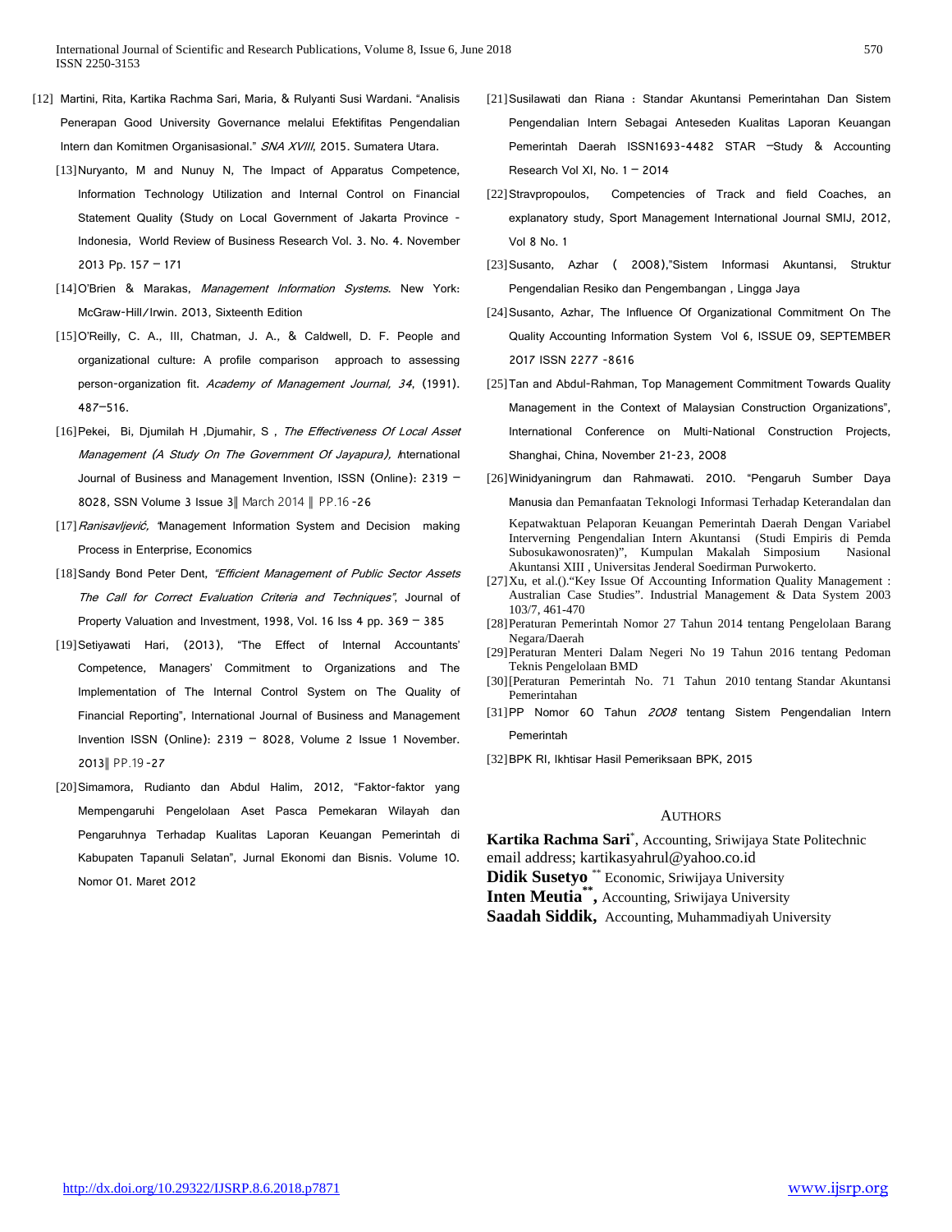[12] Martini, Rita, Kartika Rachma Sari, Maria, & Rulyanti Susi Wardani. "Analisis Penerapan Good University Governance melalui Efektifitas Pengendalian Intern dan Komitmen Organisasional." *SNA XVIII*, 2015. Sumatera Utara.

[13] Nuryanto, M and Nunuy N, The Impact of Apparatus Competence, Information Technology Utilization and Internal Control on Financial Statement Quality (Study on Local Government of Jakarta Province - Indonesia, World Review of Business Research Vol. 3. No. 4. November 2013 Pp. 157 – 171

[14] O'Brien & Marakas, *Management Information Systems*. New York: McGraw-Hill/Irwin. 2013, Sixteenth Edition

[15] O'Reilly, C. A., III, Chatman, J. A., & Caldwell, D. F. People and organizational culture: A profile comparison approach to assessing person-organization fit. *Academy of Management Journal, 34*, (1991). 487–516.

[16] Pekei, Bi, Djumilah H ,Djumahir, S , *The Effectiveness Of Local Asset Management (A Study On The Government Of Jayapura), I*nternational Journal of Business and Management Invention, ISSN (Online): 2319 – 8028, SSN Volume 3 Issue 3‖ March 2014 ‖ PP.16-26

[17] *Ranisavljević*, "Management Information System and Decision making Process in Enterprise, Economics

[18] Sandy Bond Peter Dent, *"Efficient Management of Public Sector Assets The Call for Correct Evaluation Criteria and Techniques"*, Journal of Property Valuation and Investment, 1998, Vol. 16 Iss 4 pp. 369 – 385

[19] Setiyawati Hari, (2013), "The Effect of Internal Accountants' Competence, Managers' Commitment to Organizations and The Implementation of The Internal Control System on The Quality of Financial Reporting", International Journal of Business and Management Invention ISSN (Online): 2319 – 8028, Volume 2 Issue 1 November. 2013‖ PP.19-27

[20] Simamora, Rudianto dan Abdul Halim, 2012, "Faktor-faktor yang Mempengaruhi Pengelolaan Aset Pasca Pemekaran Wilayah dan Pengaruhnya Terhadap Kualitas Laporan Keuangan Pemerintah di Kabupaten Tapanuli Selatan", Jurnal Ekonomi dan Bisnis. Volume 10. Nomor 01. Maret 2012

[21] Susilawati dan Riana : Standar Akuntansi Pemerintahan Dan Sistem Pengendalian Intern Sebagai Anteseden Kualitas Laporan Keuangan Pemerintah Daerah ISSN1693-4482 STAR –Study & Accounting Research Vol XI, No. 1 – 2014

[22] Stravpropoulos, Competencies of Track and field Coaches, an explanatory study, Sport Management International Journal SMIJ, 2012, Vol 8 No. 1

[23] Susanto, Azhar ( 2008),"Sistem Informasi Akuntansi, Struktur Pengendalian Resiko dan Pengembangan , Lingga Jaya

[24] Susanto, Azhar, The Influence Of Organizational Commitment On The Quality Accounting Information System Vol 6, ISSUE 09, SEPTEMBER 2017 ISSN 2277 -8616

[25] Tan and Abdul-Rahman, Top Management Commitment Towards Quality Management in the Context of Malaysian Construction Organizations", International Conference on Multi-National Construction Projects, Shanghai, China, November 21-23, 2008

[26] Winidyaningrum dan Rahmawati. 2010. "Pengaruh Sumber Daya Manusia dan Pemanfaatan Teknologi Informasi Terhadap Keterandalan dan Kepatwaktuan Pelaporan Keuangan Pemerintah Daerah Dengan Variabel Intervening Pengendalian Intern Akuntansi (Studi Empiris di Pemda Subosukawonosraten)", Kumpulan Makalah Simposium Nasional Akuntansi XIII , Universitas Jenderal Soedirman Purwokerto.

[27] Xu, et al.()."Key Issue Of Accounting Information Quality Management : Australian Case Studies". Industrial Management & Data System 2003 103/7, 461-470

[28] Peraturan Pemerintah Nomor 27 Tahun 2014 tentang Pengelolaan Barang Negara/Daerah

[29] Peraturan Menteri Dalam Negeri No 19 Tahun 2016 tentang Pedoman Teknis Pengelolaan BMD

[30] [Peraturan Pemerintah No. 71 Tahun 2010 tentang Standar Akuntansi Pemerintahan

[31] PP Nomor 60 Tahun *2008* tentang Sistem Pengendalian Intern Pemerintah

[32] BPK RI, Ikhtisar Hasil Pemeriksaan BPK, 2015

## AUTHORS

**Kartika Rachma Sari**[*], Accounting, Sriwijaya State Politechnic email address; kartikasyahrul@yahoo.co.id

**Didik Susetyo** [**] Economic, Sriwijaya University

**Inten Meutia**[**]**,** Accounting, Sriwijaya University

**Saadah Siddik,** Accounting, Muhammadiyah University